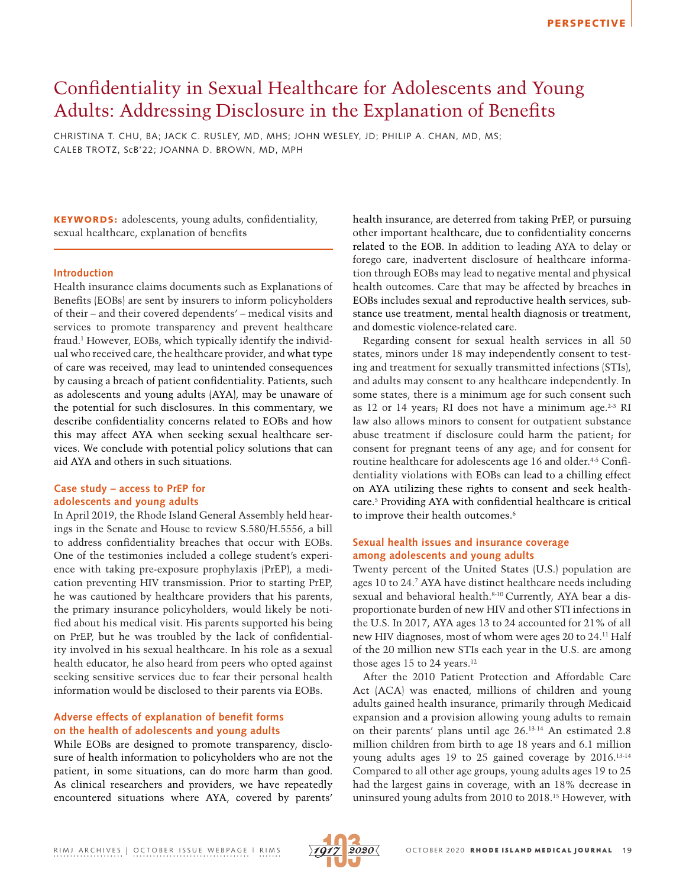# Confidentiality in Sexual Healthcare for Adolescents and Young Adults: Addressing Disclosure in the Explanation of Benefits

CHRISTINA T. CHU, BA; JACK C. RUSLEY, MD, MHS; JOHN WESLEY, JD; PHILIP A. CHAN, MD, MS; CALEB TROTZ, ScB'22; JOANNA D. BROWN, MD, MPH

**KEYWORDS:** adolescents, young adults, confidentiality, sexual healthcare, explanation of benefits

## Introduction

Health insurance claims documents such as Explanations of Benefits (EOBs) are sent by insurers to inform policyholders of their – and their covered dependents' – medical visits and services to promote transparency and prevent healthcare fraud.[1] However, EOBs, which typically identify the individual who received care, the healthcare provider, and what type of care was received, may lead to unintended consequences by causing a breach of patient confidentiality. Patients, such as adolescents and young adults (AYA), may be unaware of the potential for such disclosures. In this commentary, we describe confidentiality concerns related to EOBs and how this may affect AYA when seeking sexual healthcare services. We conclude with potential policy solutions that can aid AYA and others in such situations.

## Case study – access to PrEP for adolescents and young adults

In April 2019, the Rhode Island General Assembly held hearings in the Senate and House to review S.580/H.5556, a bill to address confidentiality breaches that occur with EOBs. One of the testimonies included a college student's experience with taking pre-exposure prophylaxis (PrEP), a medication preventing HIV transmission. Prior to starting PrEP, he was cautioned by healthcare providers that his parents, the primary insurance policyholders, would likely be notified about his medical visit. His parents supported his being on PrEP, but he was troubled by the lack of confidentiality involved in his sexual healthcare. In his role as a sexual health educator, he also heard from peers who opted against seeking sensitive services due to fear their personal health information would be disclosed to their parents via EOBs.

## Adverse effects of explanation of benefit forms on the health of adolescents and young adults

While EOBs are designed to promote transparency, disclosure of health information to policyholders who are not the patient, in some situations, can do more harm than good. As clinical researchers and providers, we have repeatedly encountered situations where AYA, covered by parents' health insurance, are deterred from taking PrEP, or pursuing other important healthcare, due to confidentiality concerns related to the EOB. In addition to leading AYA to delay or forego care, inadvertent disclosure of healthcare information through EOBs may lead to negative mental and physical health outcomes. Care that may be affected by breaches in EOBs includes sexual and reproductive health services, substance use treatment, mental health diagnosis or treatment, and domestic violence-related care.

Regarding consent for sexual health services in all 50 states, minors under 18 may independently consent to testing and treatment for sexually transmitted infections (STIs), and adults may consent to any healthcare independently. In some states, there is a minimum age for such consent such as 12 or 14 years; RI does not have a minimum age.[2-3] RI law also allows minors to consent for outpatient substance abuse treatment if disclosure could harm the patient; for consent for pregnant teens of any age; and for consent for routine healthcare for adolescents age 16 and older.[4-5] Confidentiality violations with EOBs can lead to a chilling effect on AYA utilizing these rights to consent and seek healthcare.[5] Providing AYA with confidential healthcare is critical to improve their health outcomes.[6]

## Sexual health issues and insurance coverage among adolescents and young adults

Twenty percent of the United States (U.S.) population are ages 10 to 24.[7] AYA have distinct healthcare needs including sexual and behavioral health.[8-10] Currently, AYA bear a disproportionate burden of new HIV and other STI infections in the U.S. In 2017, AYA ages 13 to 24 accounted for 21% of all new HIV diagnoses, most of whom were ages 20 to 24.[11] Half of the 20 million new STIs each year in the U.S. are among those ages 15 to 24 years.[12]

After the 2010 Patient Protection and Affordable Care Act (ACA) was enacted, millions of children and young adults gained health insurance, primarily through Medicaid expansion and a provision allowing young adults to remain on their parents' plans until age 26.[13-14] An estimated 2.8 million children from birth to age 18 years and 6.1 million young adults ages 19 to 25 gained coverage by 2016.[13-14] Compared to all other age groups, young adults ages 19 to 25 had the largest gains in coverage, with an 18% decrease in uninsured young adults from 2010 to 2018.[15] However, with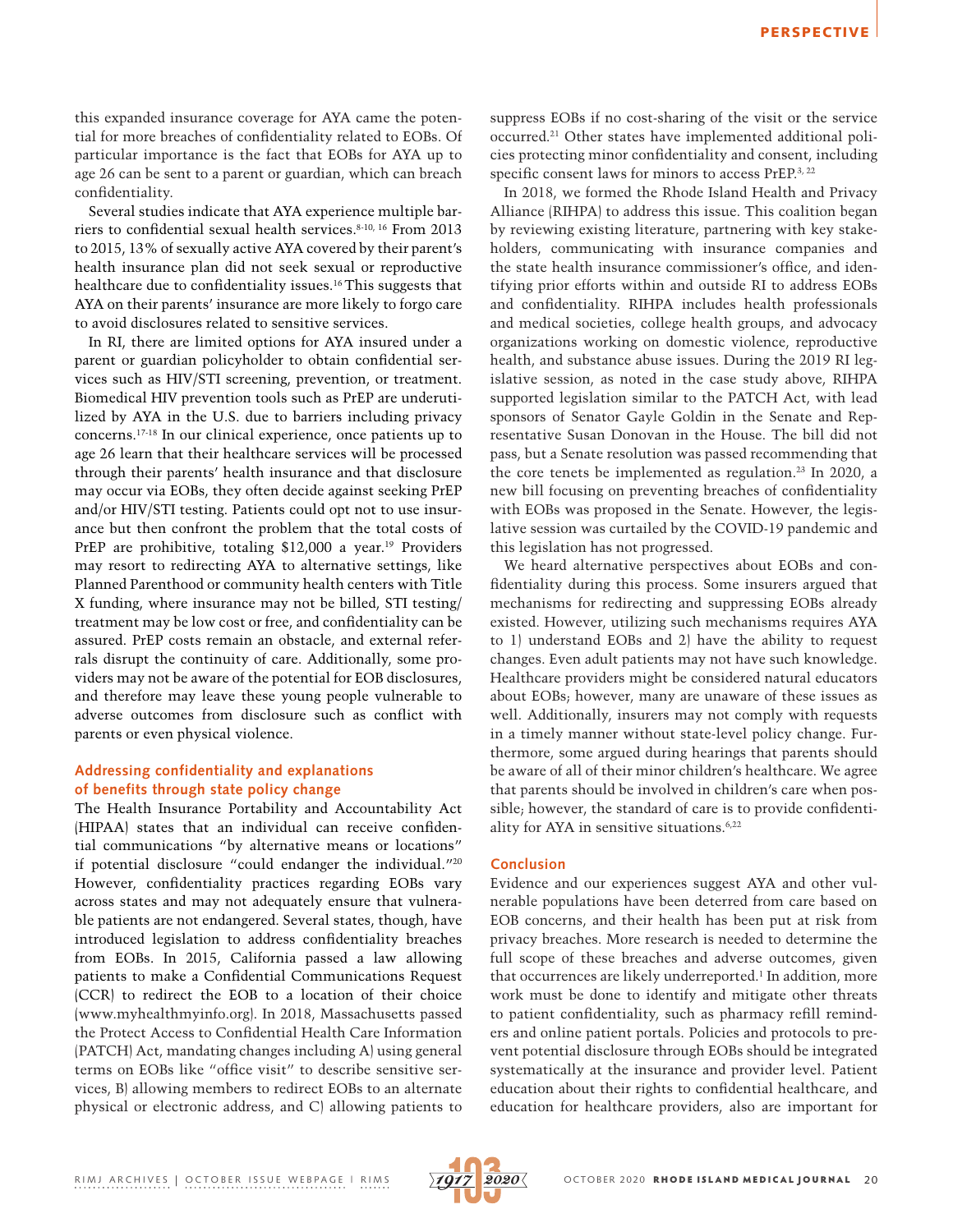this expanded insurance coverage for AYA came the potential for more breaches of confidentiality related to EOBs. Of particular importance is the fact that EOBs for AYA up to age 26 can be sent to a parent or guardian, which can breach confidentiality.

Several studies indicate that AYA experience multiple barriers to confidential sexual health services.[8-10, 16] From 2013 to 2015, 13% of sexually active AYA covered by their parent's health insurance plan did not seek sexual or reproductive healthcare due to confidentiality issues.[16] This suggests that AYA on their parents' insurance are more likely to forgo care to avoid disclosures related to sensitive services.

In RI, there are limited options for AYA insured under a parent or guardian policyholder to obtain confidential services such as HIV/STI screening, prevention, or treatment. Biomedical HIV prevention tools such as PrEP are underutilized by AYA in the U.S. due to barriers including privacy concerns.[17-18] In our clinical experience, once patients up to age 26 learn that their healthcare services will be processed through their parents' health insurance and that disclosure may occur via EOBs, they often decide against seeking PrEP and/or HIV/STI testing. Patients could opt not to use insurance but then confront the problem that the total costs of PrEP are prohibitive, totaling $12,000 a year.[19] Providers may resort to redirecting AYA to alternative settings, like Planned Parenthood or community health centers with Title X funding, where insurance may not be billed, STI testing/treatment may be low cost or free, and confidentiality can be assured. PrEP costs remain an obstacle, and external referrals disrupt the continuity of care. Additionally, some providers may not be aware of the potential for EOB disclosures, and therefore may leave these young people vulnerable to adverse outcomes from disclosure such as conflict with parents or even physical violence.

## Addressing confidentiality and explanations of benefits through state policy change

The Health Insurance Portability and Accountability Act (HIPAA) states that an individual can receive confidential communications "by alternative means or locations" if potential disclosure "could endanger the individual."[20] However, confidentiality practices regarding EOBs vary across states and may not adequately ensure that vulnerable patients are not endangered. Several states, though, have introduced legislation to address confidentiality breaches from EOBs. In 2015, California passed a law allowing patients to make a Confidential Communications Request (CCR) to redirect the EOB to a location of their choice (www.myhealthmyinfo.org). In 2018, Massachusetts passed the Protect Access to Confidential Health Care Information (PATCH) Act, mandating changes including A) using general terms on EOBs like "office visit" to describe sensitive services, B) allowing members to redirect EOBs to an alternate physical or electronic address, and C) allowing patients to suppress EOBs if no cost-sharing of the visit or the service occurred.[21] Other states have implemented additional policies protecting minor confidentiality and consent, including specific consent laws for minors to access PrEP.[3, 22]

In 2018, we formed the Rhode Island Health and Privacy Alliance (RIHPA) to address this issue. This coalition began by reviewing existing literature, partnering with key stakeholders, communicating with insurance companies and the state health insurance commissioner's office, and identifying prior efforts within and outside RI to address EOBs and confidentiality. RIHPA includes health professionals and medical societies, college health groups, and advocacy organizations working on domestic violence, reproductive health, and substance abuse issues. During the 2019 RI legislative session, as noted in the case study above, RIHPA supported legislation similar to the PATCH Act, with lead sponsors of Senator Gayle Goldin in the Senate and Representative Susan Donovan in the House. The bill did not pass, but a Senate resolution was passed recommending that the core tenets be implemented as regulation.[23] In 2020, a new bill focusing on preventing breaches of confidentiality with EOBs was proposed in the Senate. However, the legislative session was curtailed by the COVID-19 pandemic and this legislation has not progressed.

We heard alternative perspectives about EOBs and confidentiality during this process. Some insurers argued that mechanisms for redirecting and suppressing EOBs already existed. However, utilizing such mechanisms requires AYA to 1) understand EOBs and 2) have the ability to request changes. Even adult patients may not have such knowledge. Healthcare providers might be considered natural educators about EOBs; however, many are unaware of these issues as well. Additionally, insurers may not comply with requests in a timely manner without state-level policy change. Furthermore, some argued during hearings that parents should be aware of all of their minor children's healthcare. We agree that parents should be involved in children's care when possible; however, the standard of care is to provide confidentiality for AYA in sensitive situations.[6,22]

## Conclusion

Evidence and our experiences suggest AYA and other vulnerable populations have been deterred from care based on EOB concerns, and their health has been put at risk from privacy breaches. More research is needed to determine the full scope of these breaches and adverse outcomes, given that occurrences are likely underreported.[1] In addition, more work must be done to identify and mitigate other threats to patient confidentiality, such as pharmacy refill reminders and online patient portals. Policies and protocols to prevent potential disclosure through EOBs should be integrated systematically at the insurance and provider level. Patient education about their rights to confidential healthcare, and education for healthcare providers, also are important for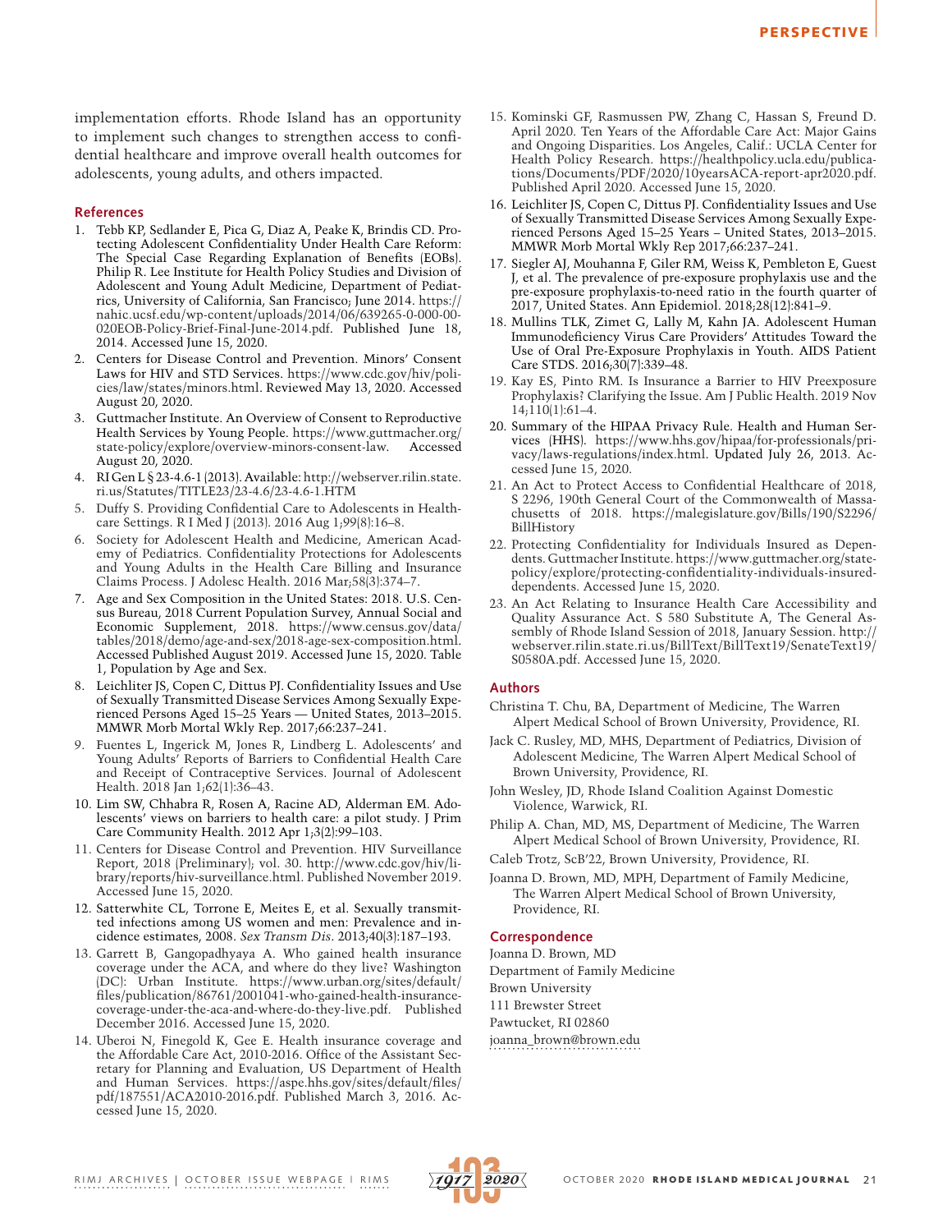implementation efforts. Rhode Island has an opportunity to implement such changes to strengthen access to confidential healthcare and improve overall health outcomes for adolescents, young adults, and others impacted.

## References

1. Tebb KP, Sedlander E, Pica G, Diaz A, Peake K, Brindis CD. Protecting Adolescent Confidentiality Under Health Care Reform: The Special Case Regarding Explanation of Benefits (EOBs). Philip R. Lee Institute for Health Policy Studies and Division of Adolescent and Young Adult Medicine, Department of Pediatrics, University of California, San Francisco; June 2014. https://nahic.ucsf.edu/wp-content/uploads/2014/06/639265-0-000-00-020EOB-Policy-Brief-Final-June-2014.pdf. Published June 18, 2014. Accessed June 15, 2020.
2. Centers for Disease Control and Prevention. Minors' Consent Laws for HIV and STD Services. https://www.cdc.gov/hiv/policies/law/states/minors.html. Reviewed May 13, 2020. Accessed August 20, 2020.
3. Guttmacher Institute. An Overview of Consent to Reproductive Health Services by Young People. https://www.guttmacher.org/state-policy/explore/overview-minors-consent-law. Accessed August 20, 2020.
4. RI Gen L § 23-4.6-1 (2013). Available: http://webserver.rilin.state.ri.us/Statutes/TITLE23/23-4.6/23-4.6-1.HTM
5. Duffy S. Providing Confidential Care to Adolescents in Healthcare Settings. R I Med J (2013). 2016 Aug 1;99(8):16–8.
6. Society for Adolescent Health and Medicine, American Academy of Pediatrics. Confidentiality Protections for Adolescents and Young Adults in the Health Care Billing and Insurance Claims Process. J Adolesc Health. 2016 Mar;58(3):374–7.
7. Age and Sex Composition in the United States: 2018. U.S. Census Bureau, 2018 Current Population Survey, Annual Social and Economic Supplement, 2018. https://www.census.gov/data/tables/2018/demo/age-and-sex/2018-age-sex-composition.html. Accessed Published August 2019. Accessed June 15, 2020. Table 1, Population by Age and Sex.
8. Leichliter JS, Copen C, Dittus PJ. Confidentiality Issues and Use of Sexually Transmitted Disease Services Among Sexually Experienced Persons Aged 15–25 Years — United States, 2013–2015. MMWR Morb Mortal Wkly Rep. 2017;66:237–241.
9. Fuentes L, Ingerick M, Jones R, Lindberg L. Adolescents' and Young Adults' Reports of Barriers to Confidential Health Care and Receipt of Contraceptive Services. Journal of Adolescent Health. 2018 Jan 1;62(1):36–43.
10. Lim SW, Chhabra R, Rosen A, Racine AD, Alderman EM. Adolescents' views on barriers to health care: a pilot study. J Prim Care Community Health. 2012 Apr 1;3(2):99–103.
11. Centers for Disease Control and Prevention. HIV Surveillance Report, 2018 (Preliminary); vol. 30. http://www.cdc.gov/hiv/library/reports/hiv-surveillance.html. Published November 2019. Accessed June 15, 2020.
12. Satterwhite CL, Torrone E, Meites E, et al. Sexually transmitted infections among US women and men: Prevalence and incidence estimates, 2008. *Sex Transm Dis*. 2013;40(3):187–193.
13. Garrett B, Gangopadhyaya A. Who gained health insurance coverage under the ACA, and where do they live? Washington (DC): Urban Institute. https://www.urban.org/sites/default/files/publication/86761/2001041-who-gained-health-insurance-coverage-under-the-aca-and-where-do-they-live.pdf. Published December 2016. Accessed June 15, 2020.
14. Uberoi N, Finegold K, Gee E. Health insurance coverage and the Affordable Care Act, 2010-2016. Office of the Assistant Secretary for Planning and Evaluation, US Department of Health and Human Services. https://aspe.hhs.gov/sites/default/files/pdf/187551/ACA2010-2016.pdf. Published March 3, 2016. Accessed June 15, 2020.
15. Kominski GF, Rasmussen PW, Zhang C, Hassan S, Freund D. April 2020. Ten Years of the Affordable Care Act: Major Gains and Ongoing Disparities. Los Angeles, Calif.: UCLA Center for Health Policy Research. https://healthpolicy.ucla.edu/publications/Documents/PDF/2020/10yearsACA-report-apr2020.pdf. Published April 2020. Accessed June 15, 2020.
16. Leichliter JS, Copen C, Dittus PJ. Confidentiality Issues and Use of Sexually Transmitted Disease Services Among Sexually Experienced Persons Aged 15–25 Years – United States, 2013–2015. MMWR Morb Mortal Wkly Rep 2017;66:237–241.
17. Siegler AJ, Mouhanna F, Giler RM, Weiss K, Pembleton E, Guest J, et al. The prevalence of pre-exposure prophylaxis use and the pre-exposure prophylaxis-to-need ratio in the fourth quarter of 2017, United States. Ann Epidemiol. 2018;28(12):841–9.
18. Mullins TLK, Zimet G, Lally M, Kahn JA. Adolescent Human Immunodeficiency Virus Care Providers' Attitudes Toward the Use of Oral Pre-Exposure Prophylaxis in Youth. AIDS Patient Care STDS. 2016;30(7):339–48.
19. Kay ES, Pinto RM. Is Insurance a Barrier to HIV Preexposure Prophylaxis? Clarifying the Issue. Am J Public Health. 2019 Nov 14;110(1):61–4.
20. Summary of the HIPAA Privacy Rule. Health and Human Services (HHS). https://www.hhs.gov/hipaa/for-professionals/privacy/laws-regulations/index.html. Updated July 26, 2013. Accessed June 15, 2020.
21. An Act to Protect Access to Confidential Healthcare of 2018, S 2296, 190th General Court of the Commonwealth of Massachusetts of 2018. https://malegislature.gov/Bills/190/S2296/BillHistory
22. Protecting Confidentiality for Individuals Insured as Dependents. Guttmacher Institute. https://www.guttmacher.org/state-policy/explore/protecting-confidentiality-individuals-insured-dependents. Accessed June 15, 2020.
23. An Act Relating to Insurance Health Care Accessibility and Quality Assurance Act. S 580 Substitute A, The General Assembly of Rhode Island Session of 2018, January Session. http://webserver.rilin.state.ri.us/BillText/BillText19/SenateText19/S0580A.pdf. Accessed June 15, 2020.

## Authors

Christina T. Chu, BA, Department of Medicine, The Warren Alpert Medical School of Brown University, Providence, RI.

Jack C. Rusley, MD, MHS, Department of Pediatrics, Division of Adolescent Medicine, The Warren Alpert Medical School of Brown University, Providence, RI.

John Wesley, JD, Rhode Island Coalition Against Domestic Violence, Warwick, RI.

Philip A. Chan, MD, MS, Department of Medicine, The Warren Alpert Medical School of Brown University, Providence, RI.

Caleb Trotz, ScB'22, Brown University, Providence, RI.

Joanna D. Brown, MD, MPH, Department of Family Medicine, The Warren Alpert Medical School of Brown University, Providence, RI.

## Correspondence

Joanna D. Brown, MD
Department of Family Medicine
Brown University
111 Brewster Street
Pawtucket, RI 02860
joanna_brown@brown.edu